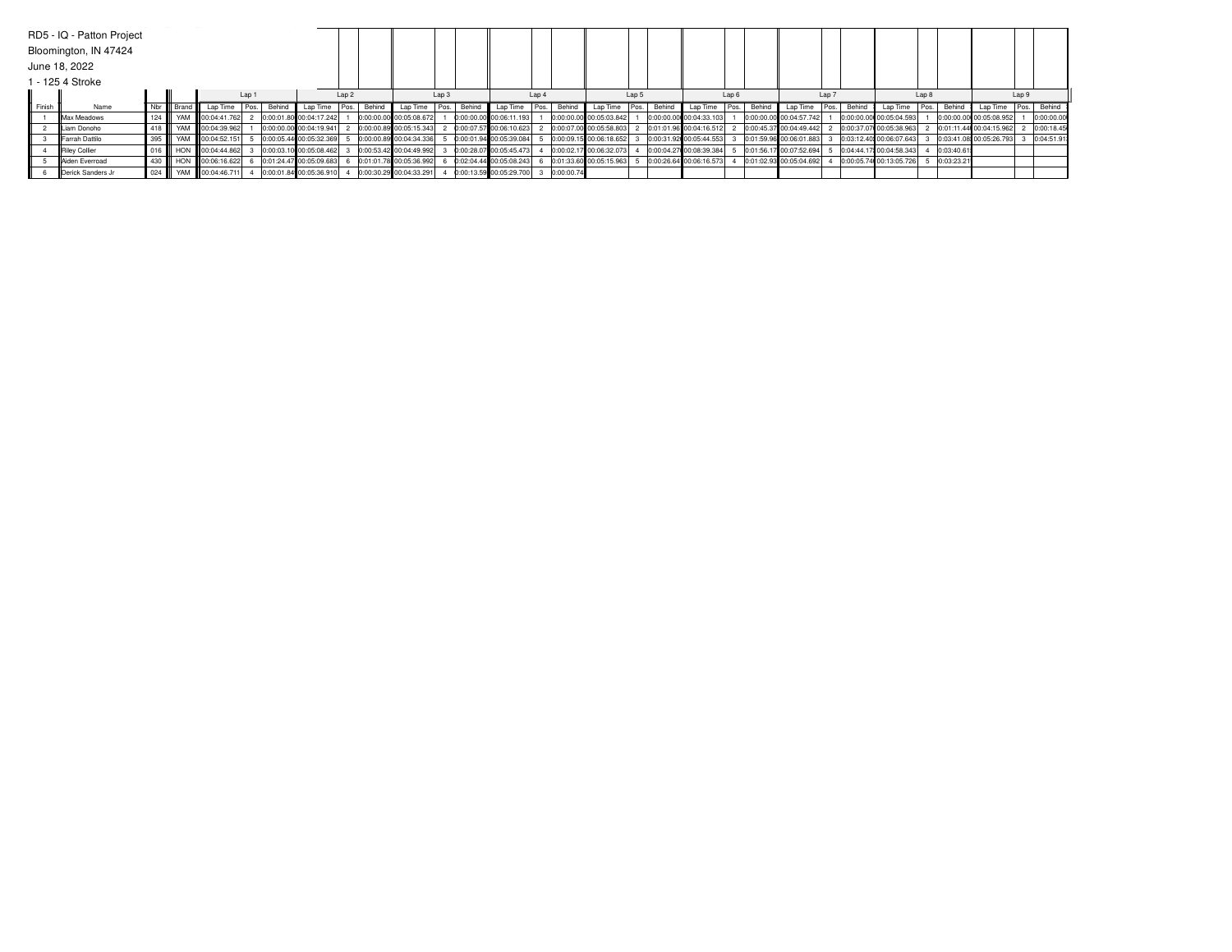RD5 - IQ - Patton Project

Bloomington, IN 47424

June 18, 2022

1 - 125 4 Stroke

| | | | | Lap 1 | | | Lap 2 | | | Lap 3 | | | Lap 4 | | | Lap 5 | | | Lap 6 | | | Lap 7 | | | Lap 8 | | | Lap 9 | | |
|---|---|---|---|---|---|---|---|---|---|---|---|---|---|---|---|---|---|---|---|---|---|---|---|---|---|---|---|---|---|---|
| Finish | Name | Nbr | Brand | Lap Time | Pos. | Behind | Lap Time | Pos. | Behind | Lap Time | Pos. | Behind | Lap Time | Pos. | Behind | Lap Time | Pos. | Behind | Lap Time | Pos. | Behind | Lap Time | Pos. | Behind | Lap Time | Pos. | Behind | Lap Time | Pos. | Behind |
| 1 | Max Meadows | 124 | YAM | 00:04:41.762 | 2 | 0:00:01.80 | 00:04:17.242 | 1 | 0:00:00.00 | 00:05:08.672 | 1 | 0:00:00.00 | 00:06:11.193 | 1 | 0:00:00.00 | 00:05:03.842 | 1 | 0:00:00.00 | 00:04:33.103 | 1 | 0:00:00.00 | 00:04:57.742 | 1 | 0:00:00.00 | 00:05:04.593 | 1 | 0:00:00.00 | 00:05:08.952 | 1 | 0:00:00.00 |
| 2 | Liam Donoho | 418 | YAM | 00:04:39.962 | 1 | 0:00:00.00 | 00:04:19.941 | 2 | 0:00:00.89 | 00:05:15.343 | 2 | 0:00:07.57 | 00:06:10.623 | 2 | 0:00:07.00 | 00:05:58.803 | 2 | 0:01:01.96 | 00:04:16.512 | 2 | 0:00:45.37 | 00:04:49.442 | 2 | 0:00:37.07 | 00:05:38.963 | 2 | 0:01:11.44 | 00:04:15.962 | 2 | 0:00:18.45 |
| 3 | Farrah Dattilo | 395 | YAM | 00:04:52.151 | 5 | 0:00:05.44 | 00:05:32.369 | 5 | 0:00:00.89 | 00:04:34.336 | 5 | 0:00:01.94 | 00:05:39.084 | 5 | 0:00:09.15 | 00:06:18.652 | 3 | 0:00:31.92 | 00:05:44.553 | 3 | 0:01:59.96 | 00:06:01.883 | 3 | 0:03:12.40 | 00:06:07.643 | 3 | 0:03:41.08 | 00:05:26.793 | 3 | 0:04:51.91 |
| 4 | Riley Collier | 016 | HON | 00:04:44.862 | 3 | 0:00:03.10 | 00:05:08.462 | 3 | 0:00:53.42 | 00:04:49.992 | 3 | 0:00:28.07 | 00:05:45.473 | 4 | 0:00:02.17 | 00:06:32.073 | 4 | 0:00:04.27 | 00:08:39.384 | 5 | 0:01:56.17 | 00:07:52.694 | 5 | 0:04:44.17 | 00:04:58.343 | 4 | 0:03:40.61 | | | |
| 5 | Aiden Everroad | 430 | HON | 00:06:16.622 | 6 | 0:01:24.47 | 00:05:09.683 | 6 | 0:01:01.78 | 00:05:36.992 | 6 | 0:02:04.44 | 00:05:08.243 | 6 | 0:01:33.60 | 00:05:15.963 | 5 | 0:00:26.64 | 00:06:16.573 | 4 | 0:01:02.93 | 00:05:04.692 | 4 | 0:00:05.74 | 00:13:05.726 | 5 | 0:03:23.21 | | | |
| 6 | Derick Sanders Jr | 024 | YAM | 00:04:46.711 | 4 | 0:00:01.84 | 00:05:36.910 | 4 | 0:00:30.29 | 00:04:33.291 | 4 | 0:00:13.59 | 00:05:29.700 | 3 | 0:00:00.74 | | | | | | | | | | | | | | | |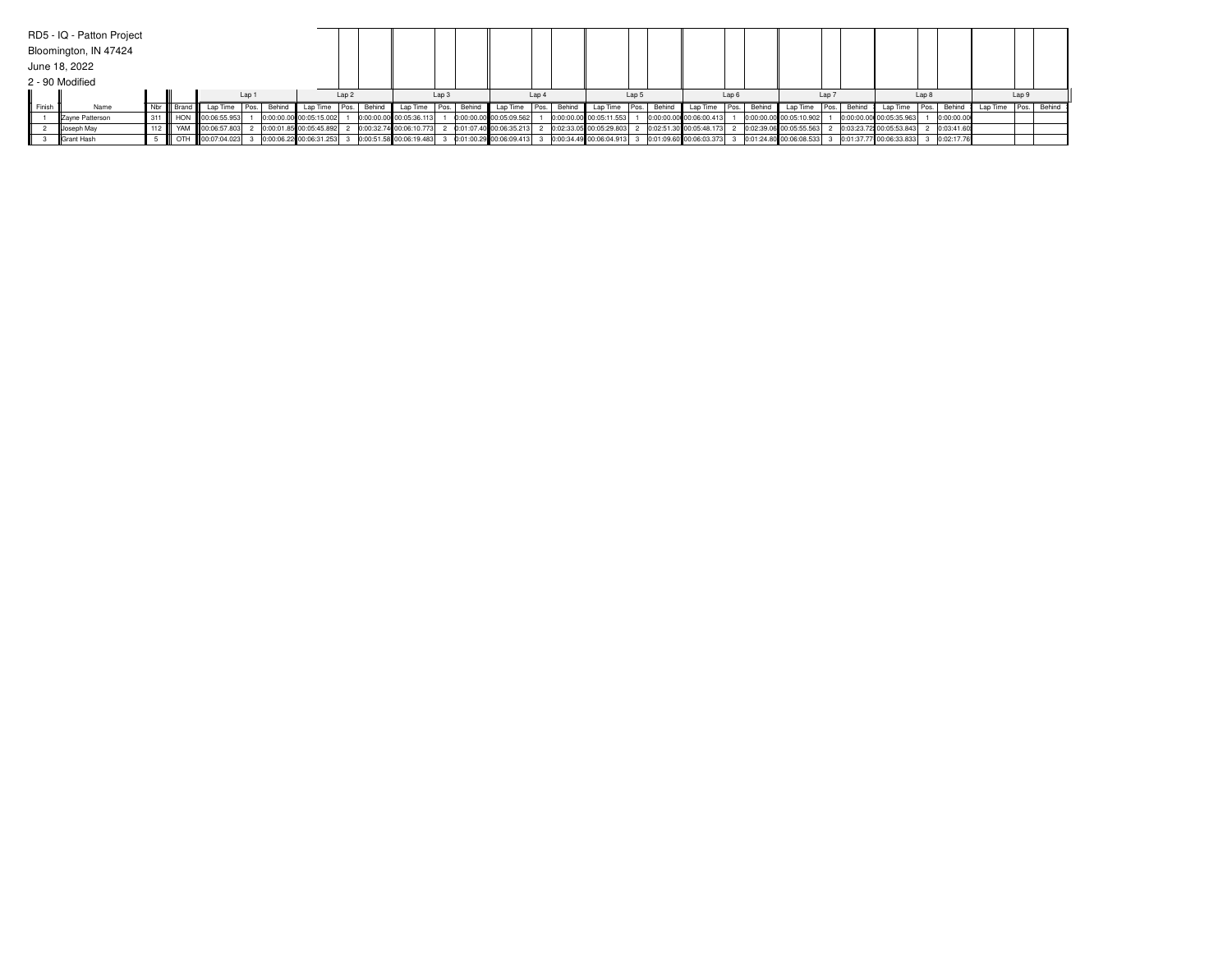RD5 - IQ - Patton Project

Bloomington, IN 47424

June 18, 2022

2 - 90 Modified

| | | | | Lap 1 | | | Lap 2 | | | Lap 3 | | | Lap 4 | | | Lap 5 | | | Lap 6 | | | Lap 7 | | | Lap 8 | | | Lap 9 | | |
|---|---|---|---|---|---|---|---|---|---|---|---|---|---|---|---|---|---|---|---|---|---|---|---|---|---|---|---|---|---|---|
| Finish | Name | Nbr | Brand | Lap Time | Pos. | Behind | Lap Time | Pos. | Behind | Lap Time | Pos. | Behind | Lap Time | Pos. | Behind | Lap Time | Pos. | Behind | Lap Time | Pos. | Behind | Lap Time | Pos. | Behind | Lap Time | Pos. | Behind | Lap Time | Pos. | Behind |
| 1 | Zayne Patterson | 311 | HON | 00:06:55.953 | 1 | 0:00:00.00 | 00:05:15.002 | 1 | 0:00:00.00 | 00:05:36.113 | 1 | 0:00:00.00 | 00:05:09.562 | 1 | 0:00:00.00 | 00:05:11.553 | 1 | 0:00:00.00 | 00:06:00.413 | 1 | 0:00:00.00 | 00:05:10.902 | 1 | 0:00:00.00 | 00:05:35.963 | 1 | 0:00:00.00 | | | |
| 2 | Joseph May | 112 | YAM | 00:06:57.803 | 2 | 0:00:01.85 | 00:05:45.892 | 2 | 0:00:32.74 | 00:06:10.773 | 2 | 0:01:07.40 | 00:06:35.213 | 2 | 0:02:33.05 | 00:05:29.803 | 2 | 0:02:51.30 | 00:05:48.173 | 2 | 0:02:39.06 | 00:05:55.563 | 2 | 0:03:23.72 | 00:05:53.843 | 2 | 0:03:41.60 | | | |
| 3 | Grant Hash | 5 | OTH | 00:07:04.023 | 3 | 0:00:06.22 | 00:06:31.253 | 3 | 0:00:51.58 | 00:06:19.483 | 3 | 0:01:00.29 | 00:06:09.413 | 3 | 0:00:34.49 | 00:06:04.913 | 3 | 0:01:09.60 | 00:06:03.373 | 3 | 0:01:24.80 | 00:06:08.533 | 3 | 0:01:37.77 | 00:06:33.833 | 3 | 0:02:17.76 | | | |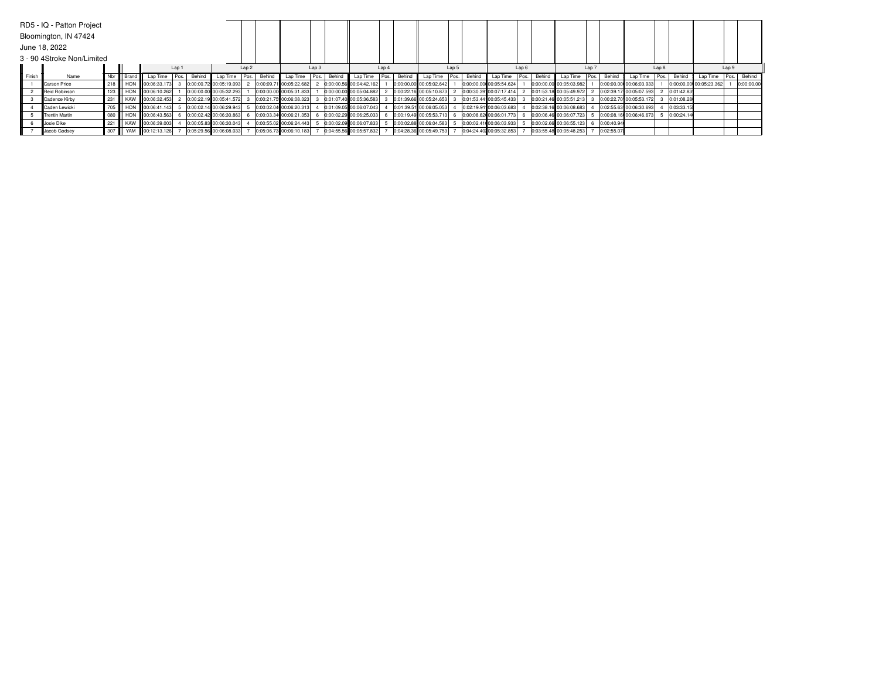RD5 - IQ - Patton Project

Bloomington, IN 47424

June 18, 2022

3 - 90 4Stroke Non/Limited

| | | | | Lap 1 | | | Lap 2 | | | Lap 3 | | | Lap 4 | | | Lap 5 | | | Lap 6 | | | Lap 7 | | | Lap 8 | | | Lap 9 | | |
|---|---|---|---|---|---|---|---|---|---|---|---|---|---|---|---|---|---|---|---|---|---|---|---|---|---|---|---|---|---|---|
| Finish | Name | Nbr | Brand | Lap Time | Pos. | Behind | Lap Time | Pos. | Behind | Lap Time | Pos. | Behind | Lap Time | Pos. | Behind | Lap Time | Pos. | Behind | Lap Time | Pos. | Behind | Lap Time | Pos. | Behind | Lap Time | Pos. | Behind | Lap Time | Pos. | Behind |
| 1 | Carson Price | 218 | HON | 00:06:33.173 | 3 | 0:00:00.72 | 00:05:19.093 | 2 | 0:00:09.71 | 00:05:22.682 | 2 | 0:00:00.56 | 00:04:42.162 | 1 | 0:00:00.00 | 00:05:02.642 | 1 | 0:00:00.00 | 00:05:54.624 | 1 | 0:00:00.00 | 00:05:03.982 | 1 | 0:00:00.00 | 00:06:03.933 | 1 | 0:00:00.00 | 00:05:23.362 | 1 | 0:00:00.00 |
| 2 | Reid Robinson | 123 | HON | 00:06:10.262 | 1 | 0:00:00.00 | 00:05:32.293 | 1 | 0:00:00.00 | 00:05:31.833 | 1 | 0:00:00.00 | 00:05:04.882 | 2 | 0:00:22.16 | 00:05:10.873 | 2 | 0:00:30.39 | 00:07:17.414 | 2 | 0:01:53.18 | 00:05:49.972 | 2 | 0:02:39.17 | 00:05:07.593 | 2 | 0:01:42.83 | | | |
| 3 | Cadence Kirby | 231 | KAW | 00:06:32.453 | 2 | 0:00:22.19 | 00:05:41.572 | 3 | 0:00:21.75 | 00:06:08.323 | 3 | 0:01:07.40 | 00:05:36.583 | 3 | 0:01:39.66 | 00:05:24.653 | 3 | 0:01:53.44 | 00:05:45.433 | 3 | 0:00:21.46 | 00:05:51.213 | 3 | 0:00:22.70 | 00:05:53.172 | 3 | 0:01:08.28 | | | |
| 4 | Caden Lewicki | 705 | HON | 00:06:41.143 | 5 | 0:00:02.14 | 00:06:29.943 | 5 | 0:00:02.04 | 00:06:20.313 | 4 | 0:01:09.05 | 00:06:07.043 | 4 | 0:01:39.51 | 00:06:05.053 | 4 | 0:02:19.91 | 00:06:03.683 | 4 | 0:02:38.16 | 00:06:08.683 | 4 | 0:02:55.63 | 00:06:30.693 | 4 | 0:03:33.15 | | | |
| 5 | Trentin Martin | 080 | HON | 00:06:43.563 | 6 | 0:00:02.42 | 00:06:30.863 | 6 | 0:00:03.34 | 00:06:21.353 | 6 | 0:00:02.29 | 00:06:25.033 | 6 | 0:00:19.49 | 00:05:53.713 | 6 | 0:00:08.62 | 00:06:01.773 | 6 | 0:00:06.46 | 00:06:07.723 | 5 | 0:00:08.16 | 00:06:46.673 | 5 | 0:00:24.14 | | | |
| 6 | Josie Dike | 221 | KAW | 00:06:39.003 | 4 | 0:00:05.83 | 00:06:30.043 | 4 | 0:00:55.02 | 00:06:24.443 | 5 | 0:00:02.09 | 00:06:07.833 | 5 | 0:00:02.88 | 00:06:04.583 | 5 | 0:00:02.41 | 00:06:03.933 | 5 | 0:00:02.66 | 00:06:55.123 | 6 | 0:00:40.94 | | | | | | |
| 7 | Jacob Godsey | 307 | YAM | 00:12:13.126 | 7 | 0:05:29.56 | 00:06:08.033 | 7 | 0:05:06.73 | 00:06:10.183 | 7 | 0:04:55.56 | 00:05:57.832 | 7 | 0:04:28.36 | 00:05:49.753 | 7 | 0:04:24.40 | 00:05:32.853 | 7 | 0:03:55.48 | 00:05:48.253 | 7 | 0:02:55.07 | | | | | | |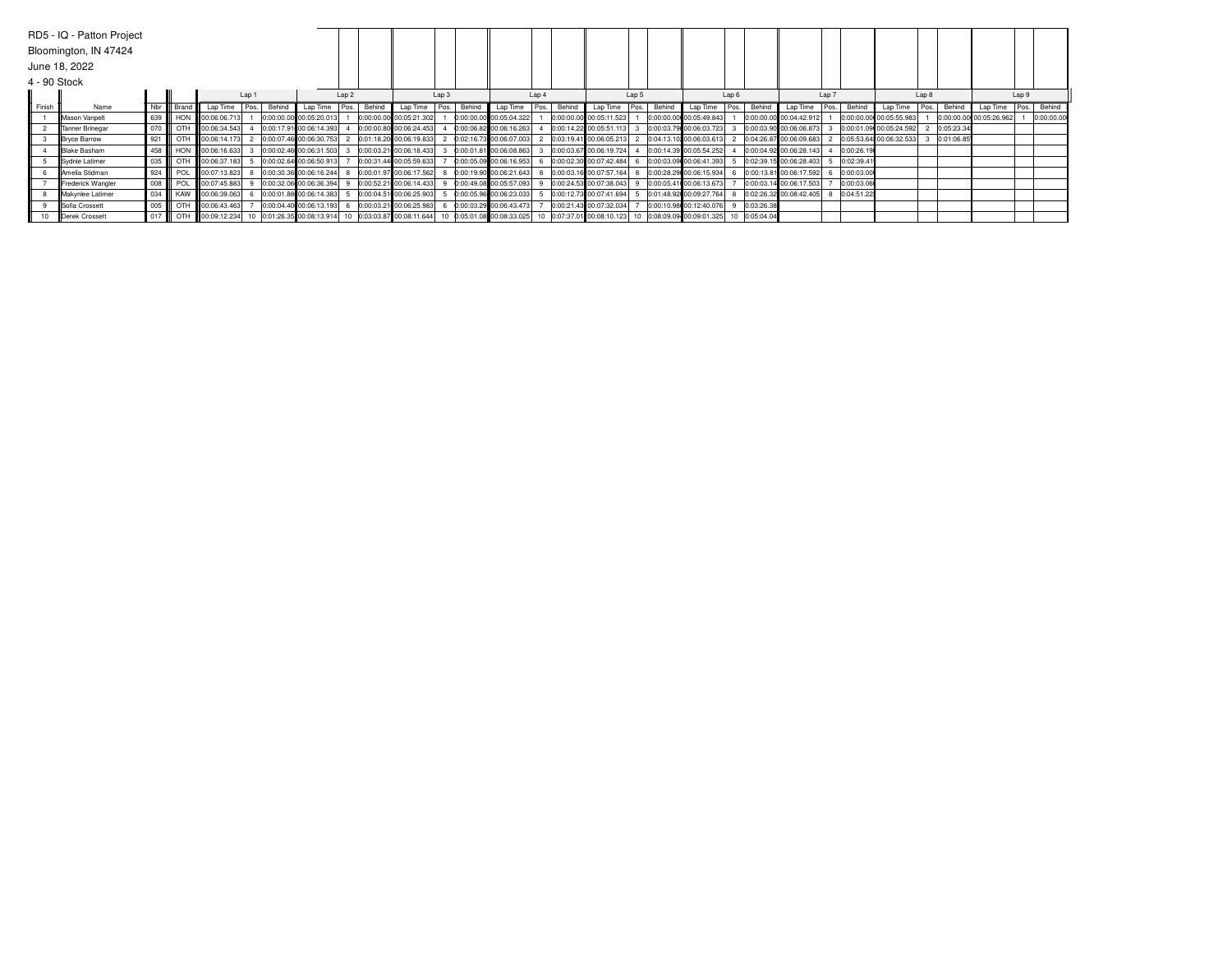RD5 - IQ - Patton Project

Bloomington, IN 47424

June 18, 2022

4 - 90 Stock

| Finish | Name | Nbr | Brand | Lap 1 Lap Time | Pos. | Behind | Lap 2 Lap Time | Pos. | Behind | Lap 3 Lap Time | Pos. | Behind | Lap 4 Lap Time | Pos. | Behind | Lap 5 Lap Time | Pos. | Behind | Lap 6 Lap Time | Pos. | Behind | Lap 7 Lap Time | Pos. | Behind | Lap 8 Lap Time | Pos. | Behind | Lap 9 Lap Time | Pos. | Behind |
|---|---|---|---|---|---|---|---|---|---|---|---|---|---|---|---|---|---|---|---|---|---|---|---|---|---|---|---|---|---|---|
| 1 | Mason Vanpelt | 639 | HON | 00:06:06.713 | 1 | 0:00:00.00 | 00:05:20.013 | 1 | 0:00:00.00 | 00:05:21.302 | 1 | 0:00:00.00 | 00:05:04.322 | 1 | 0:00:00.00 | 00:05:11.523 | 1 | 0:00:00.00 | 00:05:49.843 | 1 | 0:00:00.00 | 00:04:42.912 | 1 | 0:00:00.00 | 00:05:55.983 | 1 | 0:00:00.00 | 00:05:26.962 | 1 | 0:00:00.00 |
| 2 | Tanner Brinegar | 070 | OTH | 00:06:34.543 | 4 | 0:00:17.91 | 00:06:14.393 | 4 | 0:00:00.80 | 00:06:24.453 | 4 | 0:00:06.82 | 00:06:16.263 | 4 | 0:00:14.22 | 00:05:51.113 | 3 | 0:00:03.79 | 00:06:03.723 | 3 | 0:00:03.90 | 00:06:06.873 | 3 | 0:00:01.09 | 00:05:24.592 | 2 | 0:05:23.34 | | | |
| 3 | Bryce Barrow | 921 | OTH | 00:06:14.173 | 2 | 0:00:07.46 | 00:06:30.753 | 2 | 0:01:18.20 | 00:06:19.833 | 2 | 0:02:16.73 | 00:06:07.003 | 2 | 0:03:19.41 | 00:06:05.213 | 2 | 0:04:13.10 | 00:06:03.613 | 2 | 0:04:26.87 | 00:06:09.683 | 2 | 0:05:53.64 | 00:06:32.533 | 3 | 0:01:06.85 | | | |
| 4 | Blake Basham | 458 | HON | 00:06:16.633 | 3 | 0:00:02.46 | 00:06:31.503 | 3 | 0:00:03.21 | 00:06:18.433 | 3 | 0:00:01.81 | 00:06:08.863 | 3 | 0:00:03.67 | 00:06:19.724 | 4 | 0:00:14.39 | 00:05:54.252 | 4 | 0:00:04.92 | 00:06:28.143 | 4 | 0:00:26.19 | | | | | | |
| 5 | Sydnie Latimer | 035 | OTH | 00:06:37.183 | 5 | 0:00:02.64 | 00:06:50.913 | 7 | 0:00:31.44 | 00:05:59.633 | 7 | 0:00:05.09 | 00:06:16.953 | 6 | 0:00:02.30 | 00:07:42.484 | 6 | 0:00:03.09 | 00:06:41.393 | 5 | 0:02:39.15 | 00:06:28.403 | 5 | 0:02:39.41 | | | | | | |
| 6 | Amelia Stidman | 924 | POL | 00:07:13.823 | 8 | 0:00:30.36 | 00:06:16.244 | 8 | 0:00:01.97 | 00:06:17.562 | 8 | 0:00:19.90 | 00:06:21.643 | 8 | 0:00:03.16 | 00:07:57.164 | 8 | 0:00:28.29 | 00:06:15.934 | 6 | 0:00:13.81 | 00:06:17.592 | 6 | 0:00:03.00 | | | | | | |
| 7 | Frederick Wangler | 008 | POL | 00:07:45.883 | 9 | 0:00:32.06 | 00:06:36.394 | 9 | 0:00:52.21 | 00:06:14.433 | 9 | 0:00:49.08 | 00:05:57.093 | 9 | 0:00:24.53 | 00:07:38.043 | 9 | 0:00:05.41 | 00:06:13.673 | 7 | 0:00:03.14 | 00:06:17.503 | 7 | 0:00:03.06 | | | | | | |
| 8 | Makynlee Latimer | 034 | KAW | 00:06:39.063 | 6 | 0:00:01.88 | 00:06:14.383 | 5 | 0:00:04.51 | 00:06:25.903 | 5 | 0:00:05.96 | 00:06:23.033 | 5 | 0:00:12.73 | 00:07:41.694 | 5 | 0:01:48.92 | 00:09:27.764 | 8 | 0:02:26.32 | 00:08:42.405 | 8 | 0:04:51.22 | | | | | | |
| 9 | Sofia Crossett | 005 | OTH | 00:06:43.463 | 7 | 0:00:04.40 | 00:06:13.193 | 6 | 0:00:03.21 | 00:06:25.983 | 6 | 0:00:03.29 | 00:06:43.473 | 7 | 0:00:21.43 | 00:07:32.034 | 7 | 0:00:10.98 | 00:12:40.076 | 9 | 0:03:26.38 | | | | | | | | | |
| 10 | Derek Crossett | 017 | OTH | 00:09:12.234 | 10 | 0:01:26.35 | 00:08:13.914 | 10 | 0:03:03.87 | 00:08:11.644 | 10 | 0:05:01.08 | 00:08:33.025 | 10 | 0:07:37.01 | 00:08:10.123 | 10 | 0:08:09.09 | 00:09:01.325 | 10 | 0:05:04.04 | | | | | | | | | |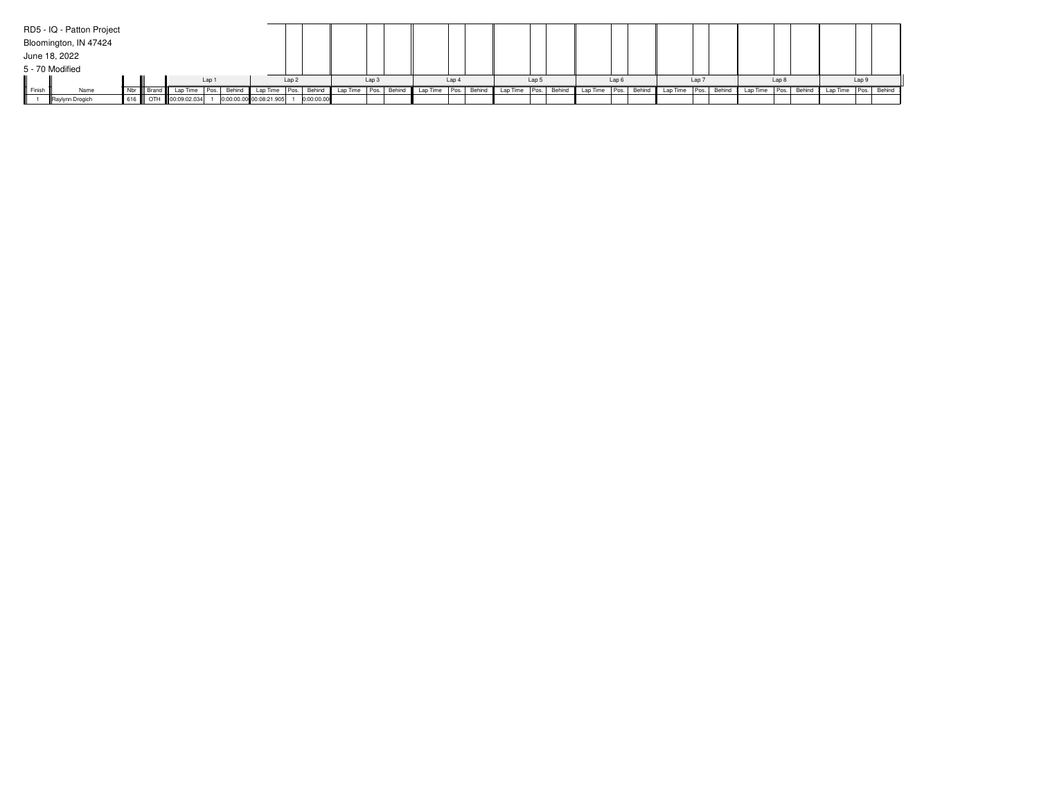RD5 - IQ - Patton Project

Bloomington, IN 47424

June 18, 2022

5 - 70 Modified

| | | | | Lap 1 | | | Lap 2 | | | Lap 3 | | | Lap 4 | | | Lap 5 | | | Lap 6 | | | Lap 7 | | | Lap 8 | | | Lap 9 | | |
|---|---|---|---|---|---|---|---|---|---|---|---|---|---|---|---|---|---|---|---|---|---|---|---|---|---|---|---|---|---|---|
| Finish | Name | Nbr | Brand | Lap Time | Pos. | Behind | Lap Time | Pos. | Behind | Lap Time | Pos. | Behind | Lap Time | Pos. | Behind | Lap Time | Pos. | Behind | Lap Time | Pos. | Behind | Lap Time | Pos. | Behind | Lap Time | Pos. | Behind | Lap Time | Pos. | Behind |
| 1 | Raylynn Drogich | 616 | OTH | 00:09:02.034 | 1 | 0:00:00.00 | 00:08:21.905 | 1 | 0:00:00.00 | | | | | | | | | | | | | | | | | | | | | |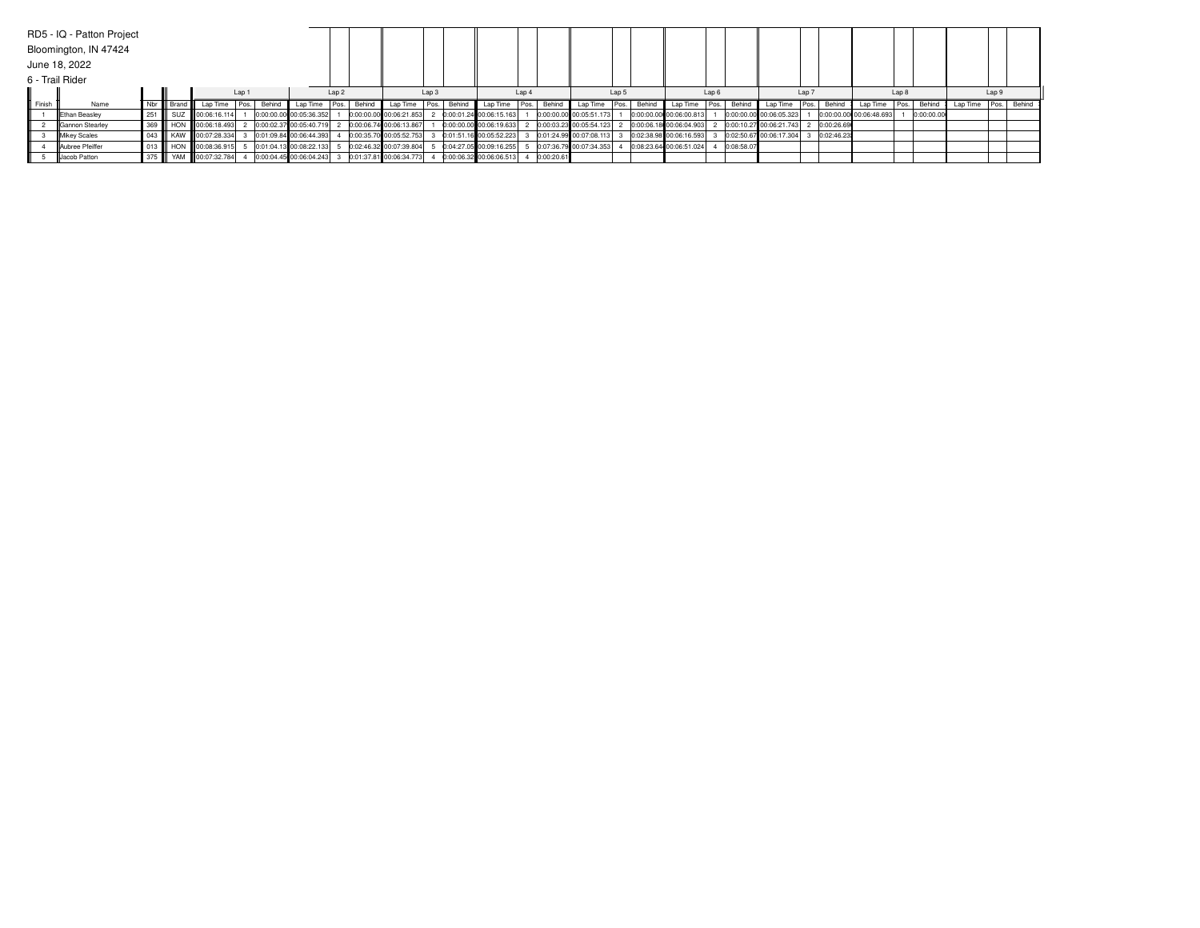RD5 - IQ - Patton Project

Bloomington, IN 47424

June 18, 2022

6 - Trail Rider

| | | | | Lap 1 | | | Lap 2 | | | Lap 3 | | | Lap 4 | | | Lap 5 | | | Lap 6 | | | Lap 7 | | | Lap 8 | | | Lap 9 | | |
|---|---|---|---|---|---|---|---|---|---|---|---|---|---|---|---|---|---|---|---|---|---|---|---|---|---|---|---|---|---|---|
| Finish | Name | Nbr | Brand | Lap Time | Pos. | Behind | Lap Time | Pos. | Behind | Lap Time | Pos. | Behind | Lap Time | Pos. | Behind | Lap Time | Pos. | Behind | Lap Time | Pos. | Behind | Lap Time | Pos. | Behind | Lap Time | Pos. | Behind | Lap Time | Pos. | Behind |
| 1 | Ethan Beasley | 251 | SUZ | 00:06:16.114 | 1 | 0:00:00.00 | 00:05:36.352 | 1 | 0:00:00.00 | 00:06:21.853 | 2 | 0:00:01.24 | 00:06:15.163 | 1 | 0:00:00.00 | 00:05:51.173 | 1 | 0:00:00.00 | 00:06:00.813 | 1 | 0:00:00.00 | 00:06:05.323 | 1 | 0:00:00.00 | 00:06:48.693 | 1 | 0:00:00.00 | | | |
| 2 | Gannon Stearley | 369 | HON | 00:06:18.493 | 2 | 0:00:02.37 | 00:05:40.719 | 2 | 0:00:06.74 | 00:06:13.867 | 1 | 0:00:00.00 | 00:06:19.633 | 2 | 0:00:03.23 | 00:05:54.123 | 2 | 0:00:06.18 | 00:06:04.903 | 2 | 0:00:10.27 | 00:06:21.743 | 2 | 0:00:26.69 | | | | | | |
| 3 | Mikey Scales | 043 | KAW | 00:07:28.334 | 3 | 0:01:09.84 | 00:06:44.393 | 4 | 0:00:35.70 | 00:05:52.753 | 3 | 0:01:51.16 | 00:05:52.223 | 3 | 0:01:24.99 | 00:07:08.113 | 3 | 0:02:38.98 | 00:06:16.593 | 3 | 0:02:50.67 | 00:06:17.304 | 3 | 0:02:46.23 | | | | | | |
| 4 | Aubree Pfeiffer | 013 | HON | 00:08:36.915 | 5 | 0:01:04.13 | 00:08:22.133 | 5 | 0:02:46.32 | 00:07:39.804 | 5 | 0:04:27.05 | 00:09:16.255 | 5 | 0:07:36.79 | 00:07:34.353 | 4 | 0:08:23.64 | 00:06:51.024 | 4 | 0:08:58.07 | | | | | | | | | |
| 5 | Jacob Patton | 375 | YAM | 00:07:32.784 | 4 | 0:00:04.45 | 00:06:04.243 | 3 | 0:01:37.81 | 00:06:34.773 | 4 | 0:00:06.32 | 00:06:06.513 | 4 | 0:00:20.61 | | | | | | | | | | | | | | | |